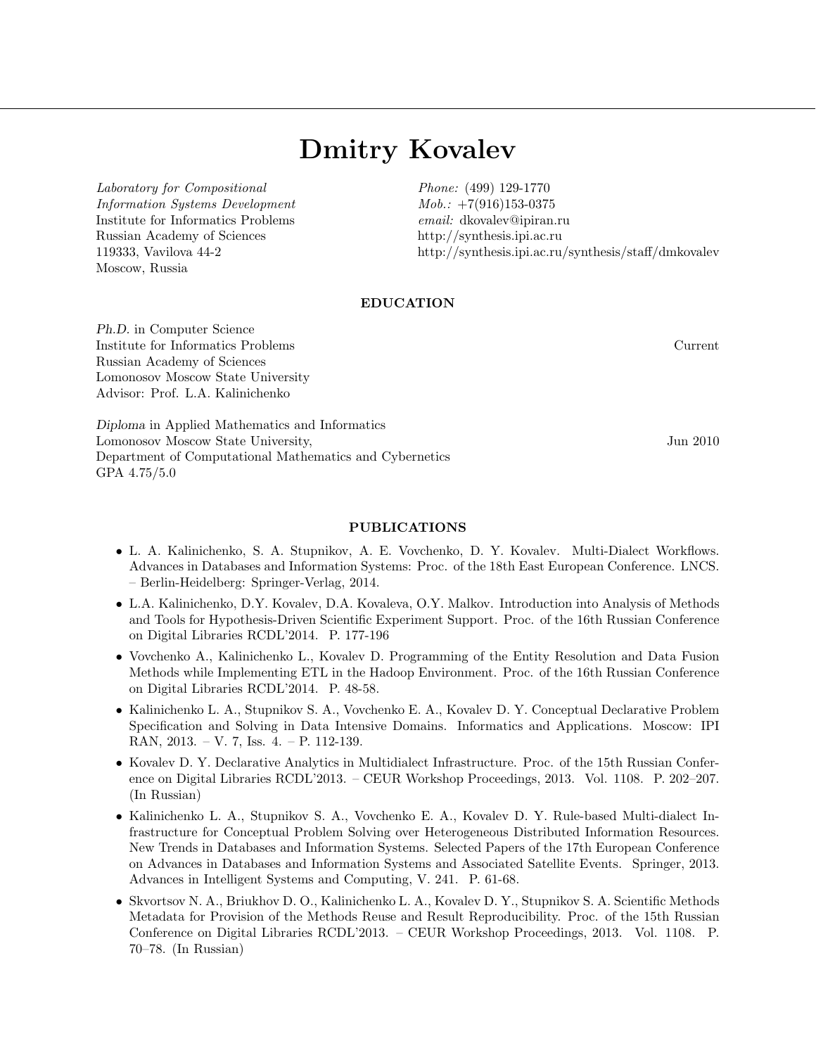# Dmitry Kovalev

*Laboratory for Compositional Information Systems Development*
Institute for Informatics Problems
Russian Academy of Sciences
119333, Vavilova 44-2
Moscow, Russia

*Phone:* (499) 129-1770
*Mob.:* +7(916)153-0375
*email:* dkovalev@ipiran.ru
http://synthesis.ipi.ac.ru
http://synthesis.ipi.ac.ru/synthesis/staff/dmkovalev

## EDUCATION

*Ph.D.* in Computer Science
Institute for Informatics Problems — Current
Russian Academy of Sciences
Lomonosov Moscow State University
Advisor: Prof. L.A. Kalinichenko

*Diploma* in Applied Mathematics and Informatics
Lomonosov Moscow State University, — Jun 2010
Department of Computational Mathematics and Cybernetics
GPA 4.75/5.0

## PUBLICATIONS

- L. A. Kalinichenko, S. A. Stupnikov, A. E. Vovchenko, D. Y. Kovalev. Multi-Dialect Workflows. Advances in Databases and Information Systems: Proc. of the 18th East European Conference. LNCS. – Berlin-Heidelberg: Springer-Verlag, 2014.
- L.A. Kalinichenko, D.Y. Kovalev, D.A. Kovaleva, O.Y. Malkov. Introduction into Analysis of Methods and Tools for Hypothesis-Driven Scientific Experiment Support. Proc. of the 16th Russian Conference on Digital Libraries RCDL'2014. P. 177-196
- Vovchenko A., Kalinichenko L., Kovalev D. Programming of the Entity Resolution and Data Fusion Methods while Implementing ETL in the Hadoop Environment. Proc. of the 16th Russian Conference on Digital Libraries RCDL'2014. P. 48-58.
- Kalinichenko L. A., Stupnikov S. A., Vovchenko E. A., Kovalev D. Y. Conceptual Declarative Problem Specification and Solving in Data Intensive Domains. Informatics and Applications. Moscow: IPI RAN, 2013. – V. 7, Iss. 4. – P. 112-139.
- Kovalev D. Y. Declarative Analytics in Multidialect Infrastructure. Proc. of the 15th Russian Conference on Digital Libraries RCDL'2013. – CEUR Workshop Proceedings, 2013. Vol. 1108. P. 202–207. (In Russian)
- Kalinichenko L. A., Stupnikov S. A., Vovchenko E. A., Kovalev D. Y. Rule-based Multi-dialect Infrastructure for Conceptual Problem Solving over Heterogeneous Distributed Information Resources. New Trends in Databases and Information Systems. Selected Papers of the 17th European Conference on Advances in Databases and Information Systems and Associated Satellite Events. Springer, 2013. Advances in Intelligent Systems and Computing, V. 241. P. 61-68.
- Skvortsov N. A., Briukhov D. O., Kalinichenko L. A., Kovalev D. Y., Stupnikov S. A. Scientific Methods Metadata for Provision of the Methods Reuse and Result Reproducibility. Proc. of the 15th Russian Conference on Digital Libraries RCDL'2013. – CEUR Workshop Proceedings, 2013. Vol. 1108. P. 70–78. (In Russian)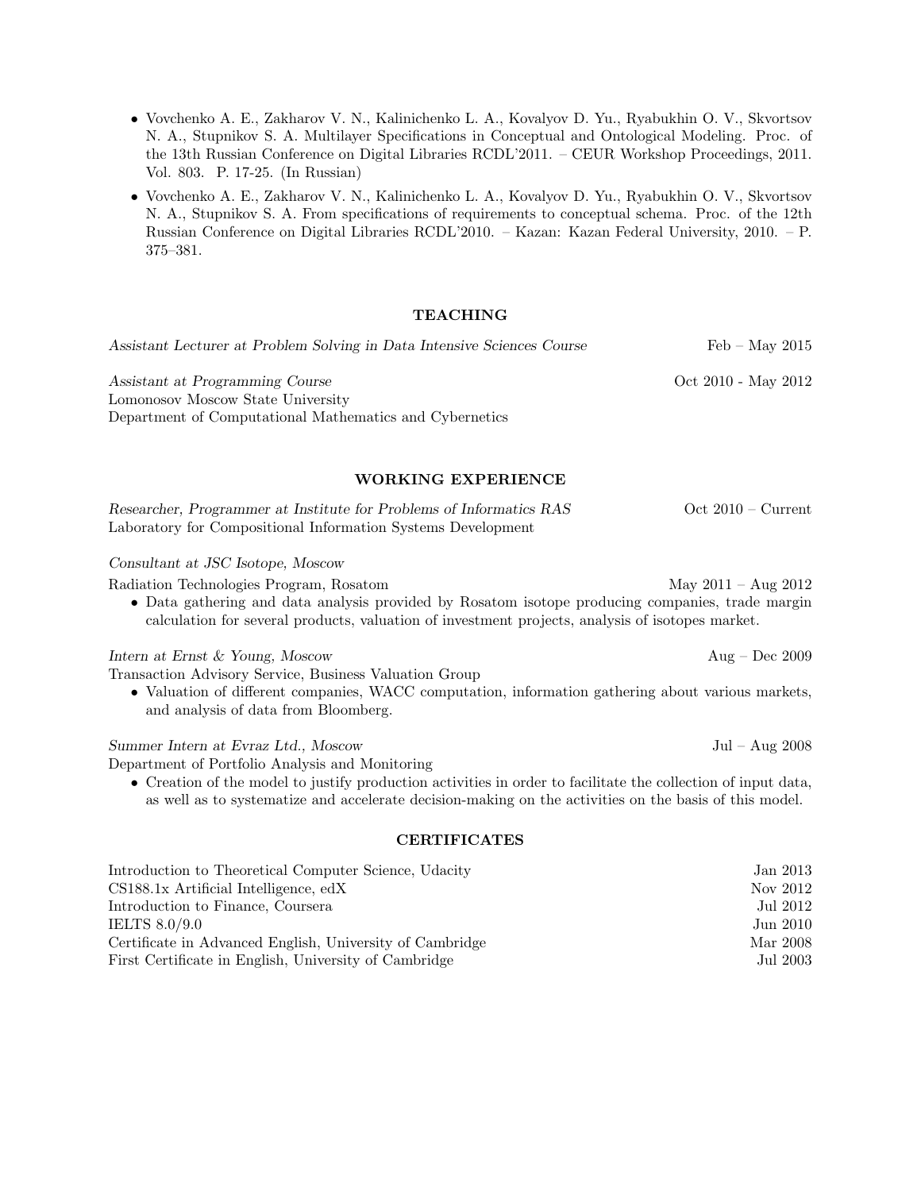- Vovchenko A. E., Zakharov V. N., Kalinichenko L. A., Kovalyov D. Yu., Ryabukhin O. V., Skvortsov N. A., Stupnikov S. A. Multilayer Specifications in Conceptual and Ontological Modeling. Proc. of the 13th Russian Conference on Digital Libraries RCDL'2011. – CEUR Workshop Proceedings, 2011. Vol. 803. P. 17-25. (In Russian)
- Vovchenko A. E., Zakharov V. N., Kalinichenko L. A., Kovalyov D. Yu., Ryabukhin O. V., Skvortsov N. A., Stupnikov S. A. From specifications of requirements to conceptual schema. Proc. of the 12th Russian Conference on Digital Libraries RCDL'2010. – Kazan: Kazan Federal University, 2010. – P. 375–381.

## TEACHING

*Assistant Lecturer at Problem Solving in Data Intensive Sciences Course* — Feb – May 2015

*Assistant at Programming Course* — Oct 2010 - May 2012
Lomonosov Moscow State University
Department of Computational Mathematics and Cybernetics

## WORKING EXPERIENCE

*Researcher, Programmer at Institute for Problems of Informatics RAS* — Oct 2010 – Current
Laboratory for Compositional Information Systems Development

*Consultant at JSC Isotope, Moscow*
Radiation Technologies Program, Rosatom — May 2011 – Aug 2012

- Data gathering and data analysis provided by Rosatom isotope producing companies, trade margin calculation for several products, valuation of investment projects, analysis of isotopes market.

*Intern at Ernst & Young, Moscow* — Aug – Dec 2009
Transaction Advisory Service, Business Valuation Group

- Valuation of different companies, WACC computation, information gathering about various markets, and analysis of data from Bloomberg.

*Summer Intern at Evraz Ltd., Moscow* — Jul – Aug 2008
Department of Portfolio Analysis and Monitoring

- Creation of the model to justify production activities in order to facilitate the collection of input data, as well as to systematize and accelerate decision-making on the activities on the basis of this model.

## CERTIFICATES

| | |
|---|---|
| Introduction to Theoretical Computer Science, Udacity | Jan 2013 |
| CS188.1x Artificial Intelligence, edX | Nov 2012 |
| Introduction to Finance, Coursera | Jul 2012 |
| IELTS 8.0/9.0 | Jun 2010 |
| Certificate in Advanced English, University of Cambridge | Mar 2008 |
| First Certificate in English, University of Cambridge | Jul 2003 |